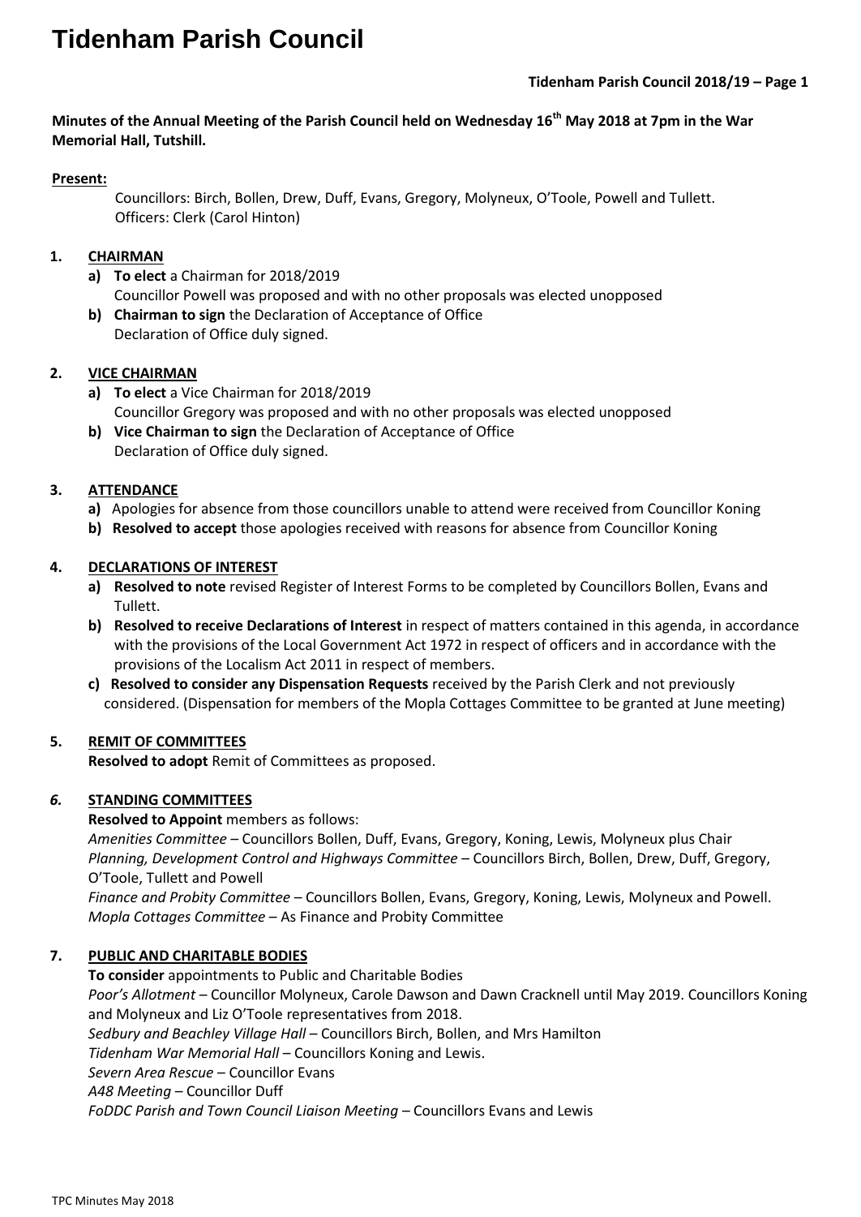# Tidenham Parish Council

**Minutes of the Annual Meeting of the Parish Council held on Wednesday 16th May 2018 at 7pm in the War Memorial Hall, Tutshill.**

**Present:**

Councillors: Birch, Bollen, Drew, Duff, Evans, Gregory, Molyneux, O'Toole, Powell and Tullett.
Officers: Clerk (Carol Hinton)

**1. CHAIRMAN**

a) **To elect** a Chairman for 2018/2019
Councillor Powell was proposed and with no other proposals was elected unopposed

b) **Chairman to sign** the Declaration of Acceptance of Office
Declaration of Office duly signed.

**2. VICE CHAIRMAN**

a) **To elect** a Vice Chairman for 2018/2019
Councillor Gregory was proposed and with no other proposals was elected unopposed

b) **Vice Chairman to sign** the Declaration of Acceptance of Office
Declaration of Office duly signed.

**3. ATTENDANCE**

a) Apologies for absence from those councillors unable to attend were received from Councillor Koning

b) **Resolved to accept** those apologies received with reasons for absence from Councillor Koning

**4. DECLARATIONS OF INTEREST**

a) **Resolved to note** revised Register of Interest Forms to be completed by Councillors Bollen, Evans and Tullett.

b) **Resolved to receive Declarations of Interest** in respect of matters contained in this agenda, in accordance with the provisions of the Local Government Act 1972 in respect of officers and in accordance with the provisions of the Localism Act 2011 in respect of members.

c) **Resolved to consider any Dispensation Requests** received by the Parish Clerk and not previously considered. (Dispensation for members of the Mopla Cottages Committee to be granted at June meeting)

**5. REMIT OF COMMITTEES**

**Resolved to adopt** Remit of Committees as proposed.

***6.* STANDING COMMITTEES**

**Resolved to Appoint** members as follows:

*Amenities Committee* – Councillors Bollen, Duff, Evans, Gregory, Koning, Lewis, Molyneux plus Chair
*Planning, Development Control and Highways Committee* – Councillors Birch, Bollen, Drew, Duff, Gregory, O'Toole, Tullett and Powell
*Finance and Probity Committee* – Councillors Bollen, Evans, Gregory, Koning, Lewis, Molyneux and Powell.
*Mopla Cottages Committee* – As Finance and Probity Committee

**7. PUBLIC AND CHARITABLE BODIES**

**To consider** appointments to Public and Charitable Bodies

*Poor's Allotment* – Councillor Molyneux, Carole Dawson and Dawn Cracknell until May 2019. Councillors Koning and Molyneux and Liz O'Toole representatives from 2018.
*Sedbury and Beachley Village Hall* – Councillors Birch, Bollen, and Mrs Hamilton
*Tidenham War Memorial Hall* – Councillors Koning and Lewis.
*Severn Area Rescue* – Councillor Evans
*A48 Meeting* – Councillor Duff
*FoDDC Parish and Town Council Liaison Meeting* – Councillors Evans and Lewis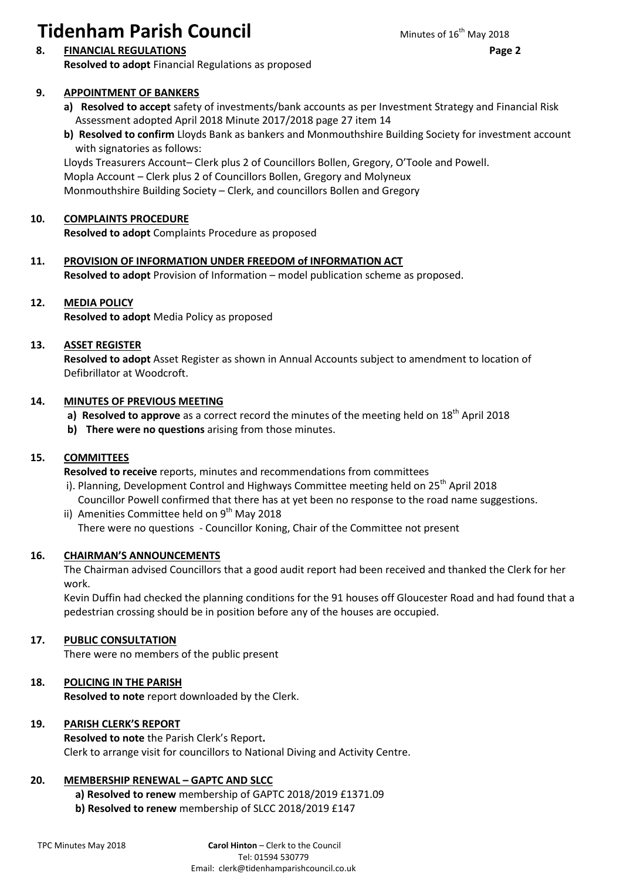**8. FINANCIAL REGULATIONS**

**Resolved to adopt** Financial Regulations as proposed

**9. APPOINTMENT OF BANKERS**

a) **Resolved to accept** safety of investments/bank accounts as per Investment Strategy and Financial Risk Assessment adopted April 2018 Minute 2017/2018 page 27 item 14

b) **Resolved to confirm** Lloyds Bank as bankers and Monmouthshire Building Society for investment account with signatories as follows:

Lloyds Treasurers Account– Clerk plus 2 of Councillors Bollen, Gregory, O'Toole and Powell.
Mopla Account – Clerk plus 2 of Councillors Bollen, Gregory and Molyneux
Monmouthshire Building Society – Clerk, and councillors Bollen and Gregory

**10. COMPLAINTS PROCEDURE**

**Resolved to adopt** Complaints Procedure as proposed

**11. PROVISION OF INFORMATION UNDER FREEDOM of INFORMATION ACT**

**Resolved to adopt** Provision of Information – model publication scheme as proposed.

**12. MEDIA POLICY**

**Resolved to adopt** Media Policy as proposed

**13. ASSET REGISTER**

**Resolved to adopt** Asset Register as shown in Annual Accounts subject to amendment to location of Defibrillator at Woodcroft.

**14. MINUTES OF PREVIOUS MEETING**

a) **Resolved to approve** as a correct record the minutes of the meeting held on 18th April 2018

b) **There were no questions** arising from those minutes.

**15. COMMITTEES**

**Resolved to receive** reports, minutes and recommendations from committees

i). Planning, Development Control and Highways Committee meeting held on 25th April 2018
Councillor Powell confirmed that there has at yet been no response to the road name suggestions.

ii) Amenities Committee held on 9th May 2018
There were no questions - Councillor Koning, Chair of the Committee not present

**16. CHAIRMAN'S ANNOUNCEMENTS**

The Chairman advised Councillors that a good audit report had been received and thanked the Clerk for her work.

Kevin Duffin had checked the planning conditions for the 91 houses off Gloucester Road and had found that a pedestrian crossing should be in position before any of the houses are occupied.

**17. PUBLIC CONSULTATION**

There were no members of the public present

**18. POLICING IN THE PARISH**

**Resolved to note** report downloaded by the Clerk.

**19. PARISH CLERK'S REPORT**

**Resolved to note** the Parish Clerk's Report**.**

Clerk to arrange visit for councillors to National Diving and Activity Centre.

**20. MEMBERSHIP RENEWAL – GAPTC AND SLCC**

**a) Resolved to renew** membership of GAPTC 2018/2019 £1371.09

**b) Resolved to renew** membership of SLCC 2018/2019 £147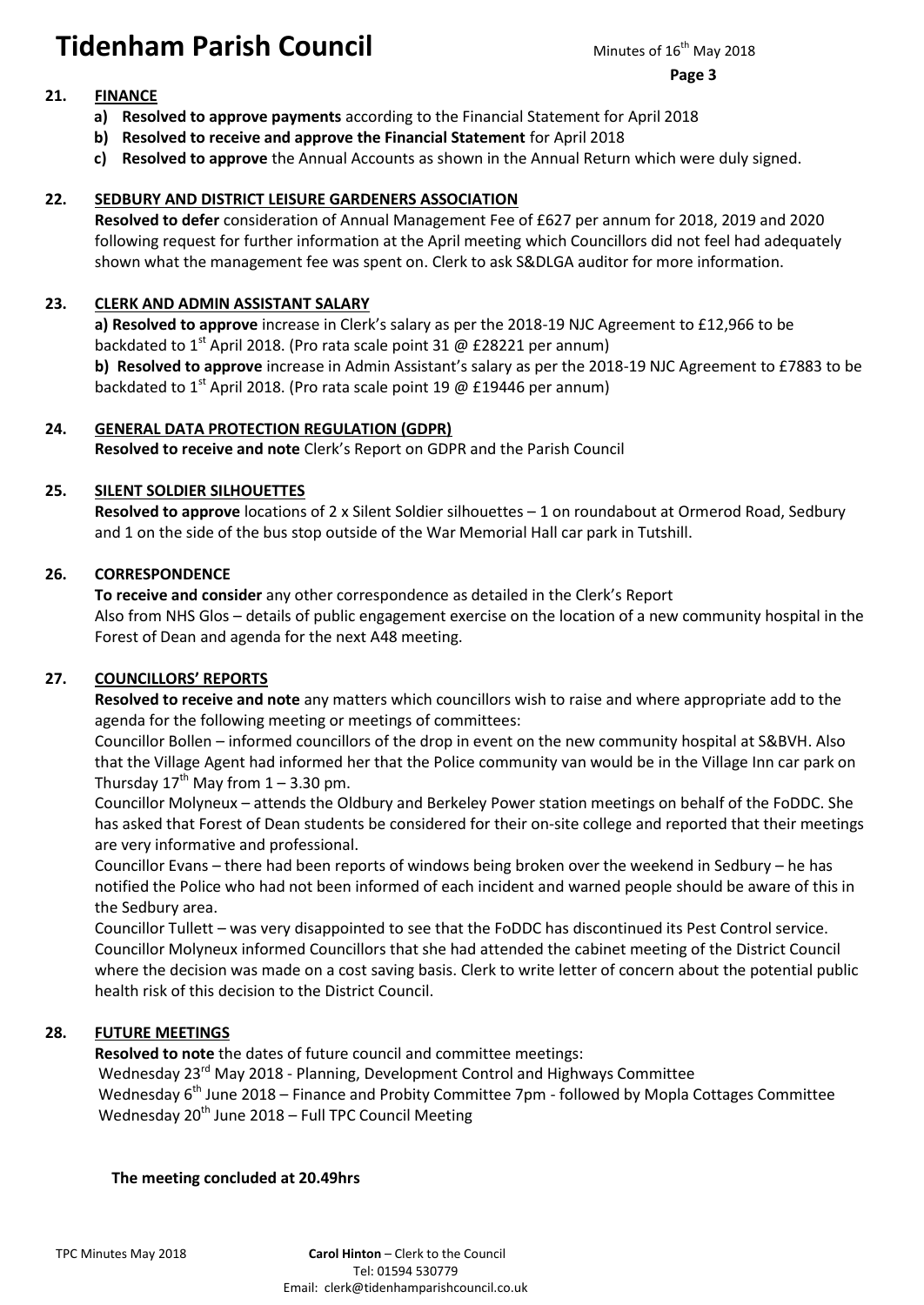## 21. FINANCE

a) **Resolved to approve payments** according to the Financial Statement for April 2018
b) **Resolved to receive and approve the Financial Statement** for April 2018
c) **Resolved to approve** the Annual Accounts as shown in the Annual Return which were duly signed.

## 22. SEDBURY AND DISTRICT LEISURE GARDENERS ASSOCIATION

**Resolved to defer** consideration of Annual Management Fee of £627 per annum for 2018, 2019 and 2020 following request for further information at the April meeting which Councillors did not feel had adequately shown what the management fee was spent on. Clerk to ask S&DLGA auditor for more information.

## 23. CLERK AND ADMIN ASSISTANT SALARY

**a) Resolved to approve** increase in Clerk's salary as per the 2018-19 NJC Agreement to £12,966 to be backdated to 1st April 2018. (Pro rata scale point 31 @ £28221 per annum)

**b) Resolved to approve** increase in Admin Assistant's salary as per the 2018-19 NJC Agreement to £7883 to be backdated to 1st April 2018. (Pro rata scale point 19 @ £19446 per annum)

## 24. GENERAL DATA PROTECTION REGULATION (GDPR)

**Resolved to receive and note** Clerk's Report on GDPR and the Parish Council

## 25. SILENT SOLDIER SILHOUETTES

**Resolved to approve** locations of 2 x Silent Soldier silhouettes – 1 on roundabout at Ormerod Road, Sedbury and 1 on the side of the bus stop outside of the War Memorial Hall car park in Tutshill.

## 26. CORRESPONDENCE

**To receive and consider** any other correspondence as detailed in the Clerk's Report

Also from NHS Glos – details of public engagement exercise on the location of a new community hospital in the Forest of Dean and agenda for the next A48 meeting.

## 27. COUNCILLORS' REPORTS

**Resolved to receive and note** any matters which councillors wish to raise and where appropriate add to the agenda for the following meeting or meetings of committees:

Councillor Bollen – informed councillors of the drop in event on the new community hospital at S&BVH. Also that the Village Agent had informed her that the Police community van would be in the Village Inn car park on Thursday 17th May from 1 – 3.30 pm.

Councillor Molyneux – attends the Oldbury and Berkeley Power station meetings on behalf of the FoDDC. She has asked that Forest of Dean students be considered for their on-site college and reported that their meetings are very informative and professional.

Councillor Evans – there had been reports of windows being broken over the weekend in Sedbury – he has notified the Police who had not been informed of each incident and warned people should be aware of this in the Sedbury area.

Councillor Tullett – was very disappointed to see that the FoDDC has discontinued its Pest Control service. Councillor Molyneux informed Councillors that she had attended the cabinet meeting of the District Council where the decision was made on a cost saving basis. Clerk to write letter of concern about the potential public health risk of this decision to the District Council.

## 28. FUTURE MEETINGS

**Resolved to note** the dates of future council and committee meetings:

Wednesday 23rd May 2018 - Planning, Development Control and Highways Committee
Wednesday 6th June 2018 – Finance and Probity Committee 7pm - followed by Mopla Cottages Committee
Wednesday 20th June 2018 – Full TPC Council Meeting

**The meeting concluded at 20.49hrs**

**Carol Hinton** – Clerk to the Council
Tel: 01594 530779
Email: clerk@tidenhamparishcouncil.co.uk